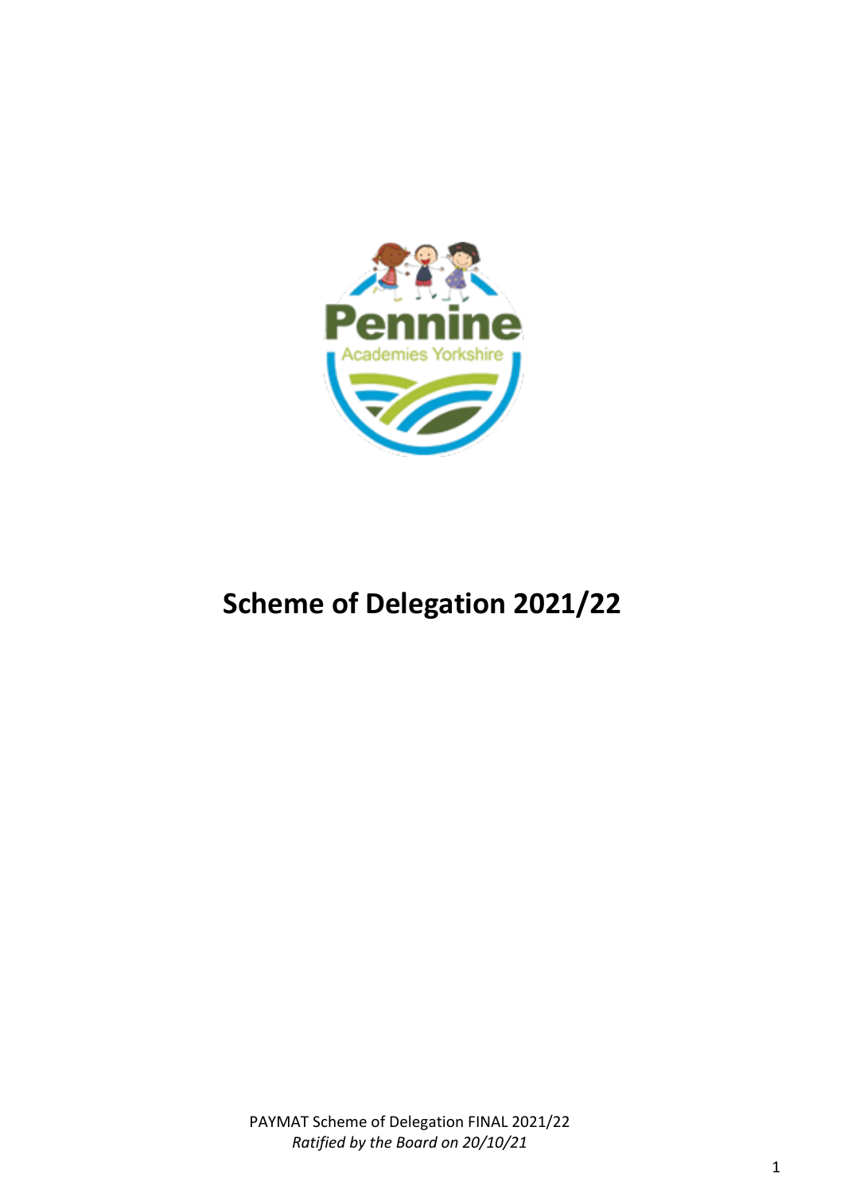# Scheme of Delegation 2021/22

PAYMAT Scheme of Delegation FINAL 2021/22

*Ratified by the Board on 20/10/21*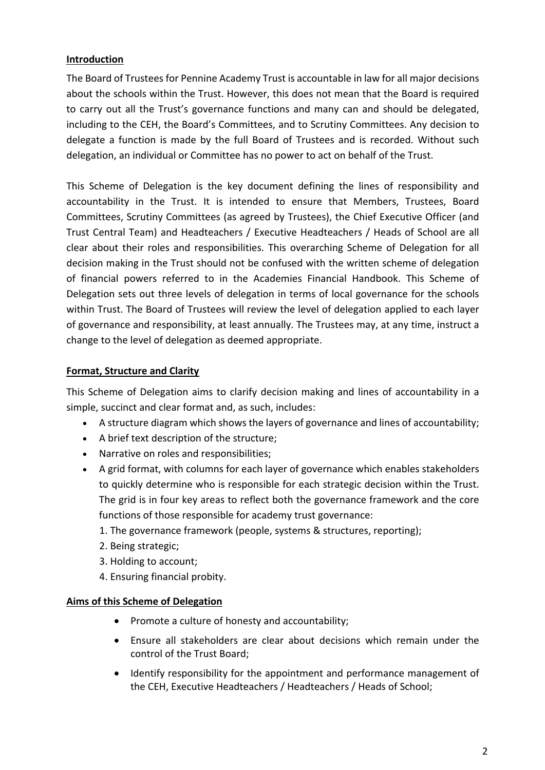## Introduction

The Board of Trustees for Pennine Academy Trust is accountable in law for all major decisions about the schools within the Trust. However, this does not mean that the Board is required to carry out all the Trust's governance functions and many can and should be delegated, including to the CEH, the Board's Committees, and to Scrutiny Committees. Any decision to delegate a function is made by the full Board of Trustees and is recorded. Without such delegation, an individual or Committee has no power to act on behalf of the Trust.

This Scheme of Delegation is the key document defining the lines of responsibility and accountability in the Trust. It is intended to ensure that Members, Trustees, Board Committees, Scrutiny Committees (as agreed by Trustees), the Chief Executive Officer (and Trust Central Team) and Headteachers / Executive Headteachers / Heads of School are all clear about their roles and responsibilities. This overarching Scheme of Delegation for all decision making in the Trust should not be confused with the written scheme of delegation of financial powers referred to in the Academies Financial Handbook. This Scheme of Delegation sets out three levels of delegation in terms of local governance for the schools within Trust. The Board of Trustees will review the level of delegation applied to each layer of governance and responsibility, at least annually. The Trustees may, at any time, instruct a change to the level of delegation as deemed appropriate.

## Format, Structure and Clarity

This Scheme of Delegation aims to clarify decision making and lines of accountability in a simple, succinct and clear format and, as such, includes:

- A structure diagram which shows the layers of governance and lines of accountability;
- A brief text description of the structure;
- Narrative on roles and responsibilities;
- A grid format, with columns for each layer of governance which enables stakeholders to quickly determine who is responsible for each strategic decision within the Trust. The grid is in four key areas to reflect both the governance framework and the core functions of those responsible for academy trust governance:
  1. The governance framework (people, systems & structures, reporting);
  2. Being strategic;
  3. Holding to account;
  4. Ensuring financial probity.

## Aims of this Scheme of Delegation

- Promote a culture of honesty and accountability;
- Ensure all stakeholders are clear about decisions which remain under the control of the Trust Board;
- Identify responsibility for the appointment and performance management of the CEH, Executive Headteachers / Headteachers / Heads of School;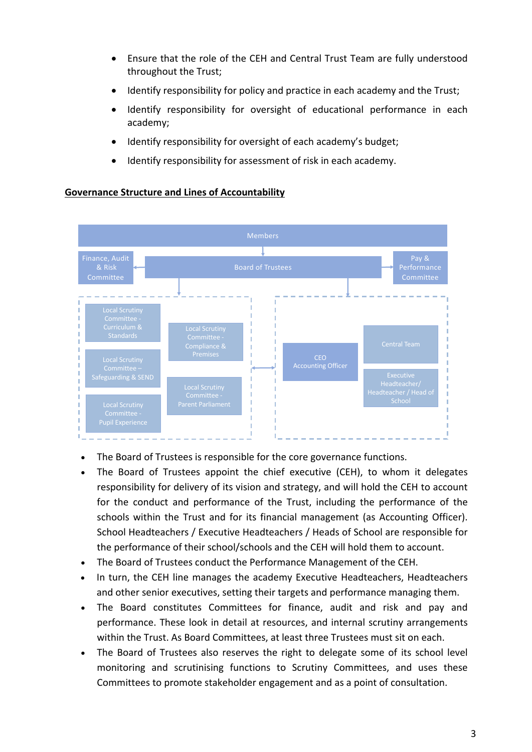- Ensure that the role of the CEH and Central Trust Team are fully understood throughout the Trust;
- Identify responsibility for policy and practice in each academy and the Trust;
- Identify responsibility for oversight of educational performance in each academy;
- Identify responsibility for oversight of each academy's budget;
- Identify responsibility for assessment of risk in each academy.

**Governance Structure and Lines of Accountability**

Members

Finance, Audit & Risk Committee

Board of Trustees

Pay & Performance Committee

Local Scrutiny Committee - Curriculum & Standards

Local Scrutiny Committee - Compliance & Premises

Local Scrutiny Committee – Safeguarding & SEND

Local Scrutiny Committee - Parent Parliament

Local Scrutiny Committee - Pupil Experience

CEO Accounting Officer

Central Team

Executive Headteacher/ Headteacher / Head of School

- The Board of Trustees is responsible for the core governance functions.
- The Board of Trustees appoint the chief executive (CEH), to whom it delegates responsibility for delivery of its vision and strategy, and will hold the CEH to account for the conduct and performance of the Trust, including the performance of the schools within the Trust and for its financial management (as Accounting Officer). School Headteachers / Executive Headteachers / Heads of School are responsible for the performance of their school/schools and the CEH will hold them to account.
- The Board of Trustees conduct the Performance Management of the CEH.
- In turn, the CEH line manages the academy Executive Headteachers, Headteachers and other senior executives, setting their targets and performance managing them.
- The Board constitutes Committees for finance, audit and risk and pay and performance. These look in detail at resources, and internal scrutiny arrangements within the Trust. As Board Committees, at least three Trustees must sit on each.
- The Board of Trustees also reserves the right to delegate some of its school level monitoring and scrutinising functions to Scrutiny Committees, and uses these Committees to promote stakeholder engagement and as a point of consultation.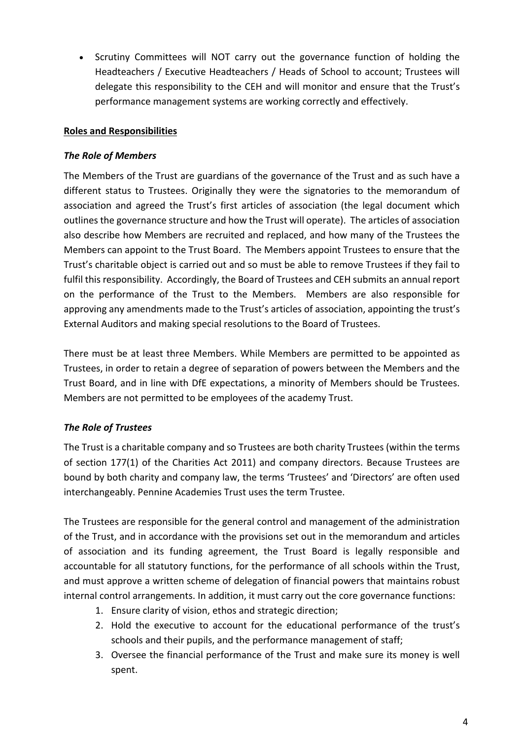- Scrutiny Committees will NOT carry out the governance function of holding the Headteachers / Executive Headteachers / Heads of School to account; Trustees will delegate this responsibility to the CEH and will monitor and ensure that the Trust's performance management systems are working correctly and effectively.

**Roles and Responsibilities**

***The Role of Members***

The Members of the Trust are guardians of the governance of the Trust and as such have a different status to Trustees. Originally they were the signatories to the memorandum of association and agreed the Trust's first articles of association (the legal document which outlines the governance structure and how the Trust will operate). The articles of association also describe how Members are recruited and replaced, and how many of the Trustees the Members can appoint to the Trust Board. The Members appoint Trustees to ensure that the Trust's charitable object is carried out and so must be able to remove Trustees if they fail to fulfil this responsibility. Accordingly, the Board of Trustees and CEH submits an annual report on the performance of the Trust to the Members. Members are also responsible for approving any amendments made to the Trust's articles of association, appointing the trust's External Auditors and making special resolutions to the Board of Trustees.

There must be at least three Members. While Members are permitted to be appointed as Trustees, in order to retain a degree of separation of powers between the Members and the Trust Board, and in line with DfE expectations, a minority of Members should be Trustees. Members are not permitted to be employees of the academy Trust.

***The Role of Trustees***

The Trust is a charitable company and so Trustees are both charity Trustees (within the terms of section 177(1) of the Charities Act 2011) and company directors. Because Trustees are bound by both charity and company law, the terms 'Trustees' and 'Directors' are often used interchangeably. Pennine Academies Trust uses the term Trustee.

The Trustees are responsible for the general control and management of the administration of the Trust, and in accordance with the provisions set out in the memorandum and articles of association and its funding agreement, the Trust Board is legally responsible and accountable for all statutory functions, for the performance of all schools within the Trust, and must approve a written scheme of delegation of financial powers that maintains robust internal control arrangements. In addition, it must carry out the core governance functions:

1. Ensure clarity of vision, ethos and strategic direction;
2. Hold the executive to account for the educational performance of the trust's schools and their pupils, and the performance management of staff;
3. Oversee the financial performance of the Trust and make sure its money is well spent.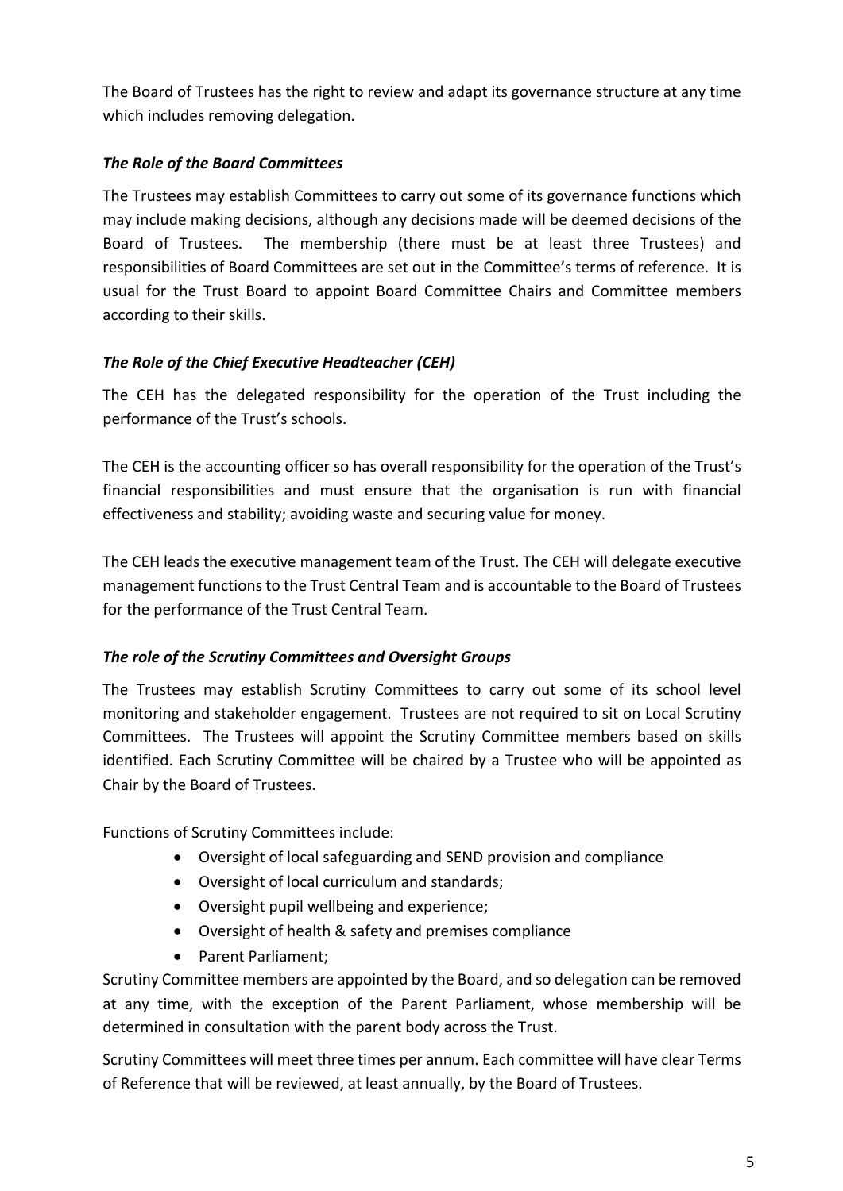The Board of Trustees has the right to review and adapt its governance structure at any time which includes removing delegation.

***The Role of the Board Committees***

The Trustees may establish Committees to carry out some of its governance functions which may include making decisions, although any decisions made will be deemed decisions of the Board of Trustees. The membership (there must be at least three Trustees) and responsibilities of Board Committees are set out in the Committee's terms of reference. It is usual for the Trust Board to appoint Board Committee Chairs and Committee members according to their skills.

***The Role of the Chief Executive Headteacher (CEH)***

The CEH has the delegated responsibility for the operation of the Trust including the performance of the Trust's schools.

The CEH is the accounting officer so has overall responsibility for the operation of the Trust's financial responsibilities and must ensure that the organisation is run with financial effectiveness and stability; avoiding waste and securing value for money.

The CEH leads the executive management team of the Trust. The CEH will delegate executive management functions to the Trust Central Team and is accountable to the Board of Trustees for the performance of the Trust Central Team.

***The role of the Scrutiny Committees and Oversight Groups***

The Trustees may establish Scrutiny Committees to carry out some of its school level monitoring and stakeholder engagement. Trustees are not required to sit on Local Scrutiny Committees. The Trustees will appoint the Scrutiny Committee members based on skills identified. Each Scrutiny Committee will be chaired by a Trustee who will be appointed as Chair by the Board of Trustees.

Functions of Scrutiny Committees include:

- Oversight of local safeguarding and SEND provision and compliance
- Oversight of local curriculum and standards;
- Oversight pupil wellbeing and experience;
- Oversight of health & safety and premises compliance
- Parent Parliament;

Scrutiny Committee members are appointed by the Board, and so delegation can be removed at any time, with the exception of the Parent Parliament, whose membership will be determined in consultation with the parent body across the Trust.

Scrutiny Committees will meet three times per annum. Each committee will have clear Terms of Reference that will be reviewed, at least annually, by the Board of Trustees.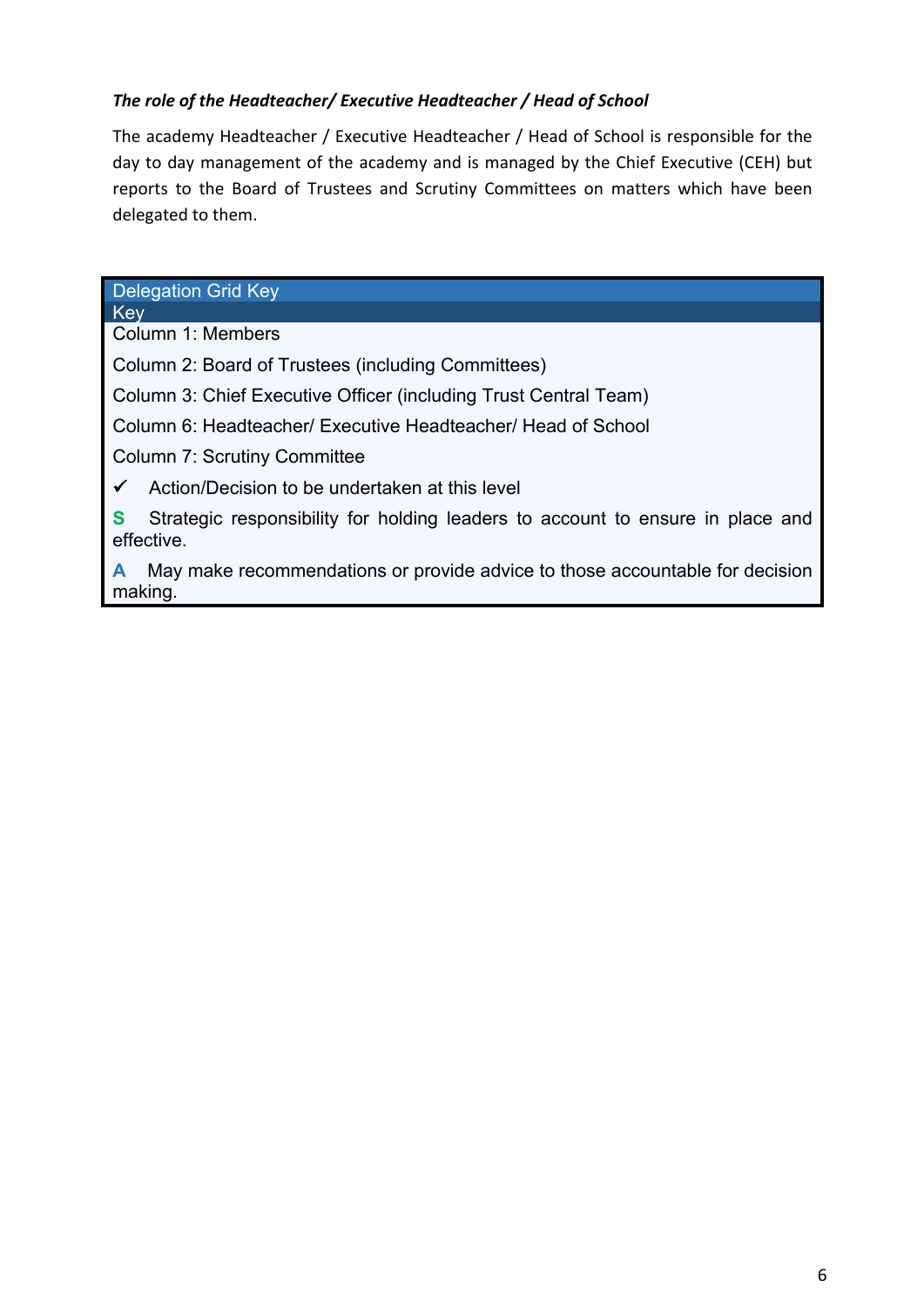***The role of the Headteacher/ Executive Headteacher / Head of School***

The academy Headteacher / Executive Headteacher / Head of School is responsible for the day to day management of the academy and is managed by the Chief Executive (CEH) but reports to the Board of Trustees and Scrutiny Committees on matters which have been delegated to them.

| Delegation Grid Key |
|---|
| Key |
| Column 1: Members |
| Column 2: Board of Trustees (including Committees) |
| Column 3: Chief Executive Officer (including Trust Central Team) |
| Column 6: Headteacher/ Executive Headteacher/ Head of School |
| Column 7: Scrutiny Committee |
| ✓ Action/Decision to be undertaken at this level |
| **S** Strategic responsibility for holding leaders to account to ensure in place and effective. |
| **A** May make recommendations or provide advice to those accountable for decision making. |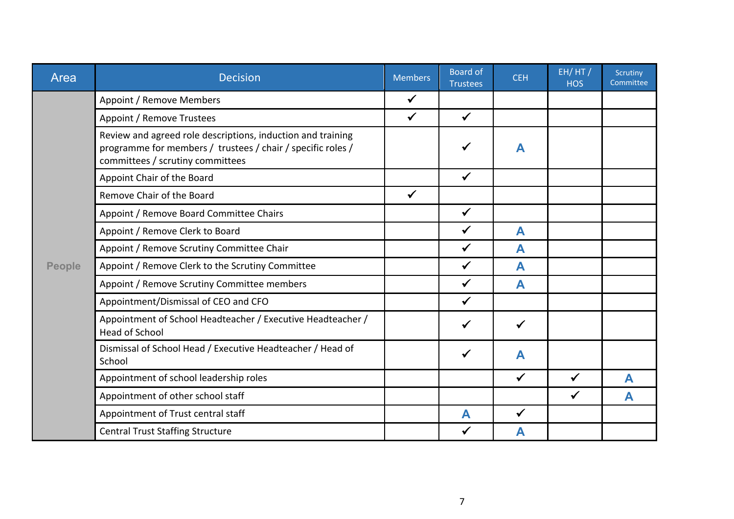| Area | Decision | Members | Board of Trustees | CEH | EH/ HT / HOS | Scrutiny Committee |
|---|---|---|---|---|---|---|
| People | Appoint / Remove Members | ✓ | | | | |
| | Appoint / Remove Trustees | ✓ | ✓ | | | |
| | Review and agreed role descriptions, induction and training programme for members / trustees / chair / specific roles / committees / scrutiny committees | | ✓ | A | | |
| | Appoint Chair of the Board | | ✓ | | | |
| | Remove Chair of the Board | ✓ | | | | |
| | Appoint / Remove Board Committee Chairs | | ✓ | | | |
| | Appoint / Remove Clerk to Board | | ✓ | A | | |
| | Appoint / Remove Scrutiny Committee Chair | | ✓ | A | | |
| | Appoint / Remove Clerk to the Scrutiny Committee | | ✓ | A | | |
| | Appoint / Remove Scrutiny Committee members | | ✓ | A | | |
| | Appointment/Dismissal of CEO and CFO | | ✓ | | | |
| | Appointment of School Headteacher / Executive Headteacher / Head of School | | ✓ | ✓ | | |
| | Dismissal of School Head / Executive Headteacher / Head of School | | ✓ | A | | |
| | Appointment of school leadership roles | | | ✓ | ✓ | A |
| | Appointment of other school staff | | | | ✓ | A |
| | Appointment of Trust central staff | | A | ✓ | | |
| | Central Trust Staffing Structure | | ✓ | A | | |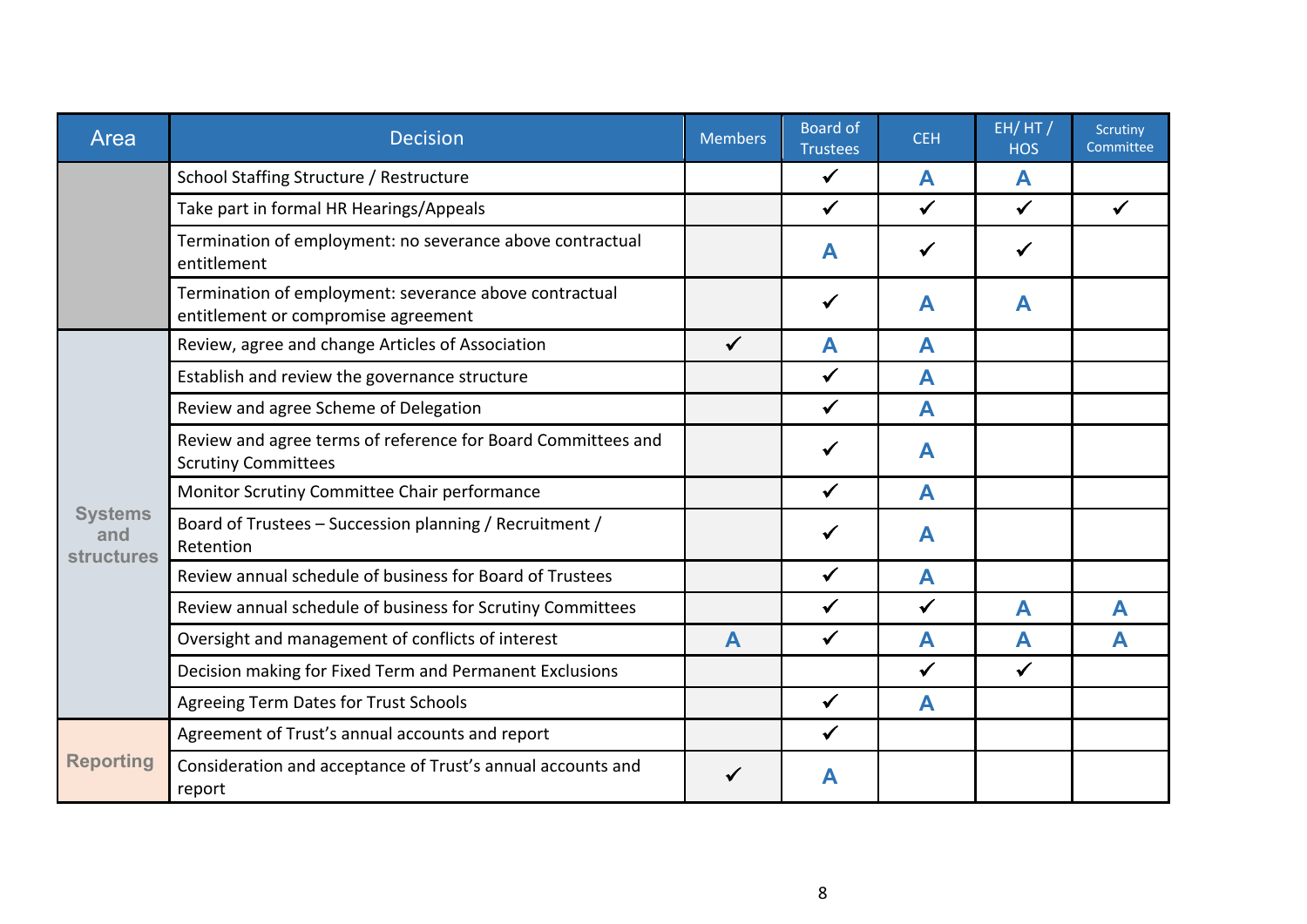| Area | Decision | Members | Board of Trustees | CEH | EH/ HT / HOS | Scrutiny Committee |
|---|---|---|---|---|---|---|
| | School Staffing Structure / Restructure | | ✓ | A | A | |
| | Take part in formal HR Hearings/Appeals | | ✓ | ✓ | ✓ | ✓ |
| | Termination of employment: no severance above contractual entitlement | | A | ✓ | ✓ | |
| | Termination of employment: severance above contractual entitlement or compromise agreement | | ✓ | A | A | |
| Systems and structures | Review, agree and change Articles of Association | ✓ | A | A | | |
| | Establish and review the governance structure | | ✓ | A | | |
| | Review and agree Scheme of Delegation | | ✓ | A | | |
| | Review and agree terms of reference for Board Committees and Scrutiny Committees | | ✓ | A | | |
| | Monitor Scrutiny Committee Chair performance | | ✓ | A | | |
| | Board of Trustees – Succession planning / Recruitment / Retention | | ✓ | A | | |
| | Review annual schedule of business for Board of Trustees | | ✓ | A | | |
| | Review annual schedule of business for Scrutiny Committees | | ✓ | ✓ | A | A |
| | Oversight and management of conflicts of interest | A | ✓ | A | A | A |
| | Decision making for Fixed Term and Permanent Exclusions | | | ✓ | ✓ | |
| | Agreeing Term Dates for Trust Schools | | ✓ | A | | |
| Reporting | Agreement of Trust's annual accounts and report | | ✓ | | | |
| | Consideration and acceptance of Trust's annual accounts and report | ✓ | A | | | |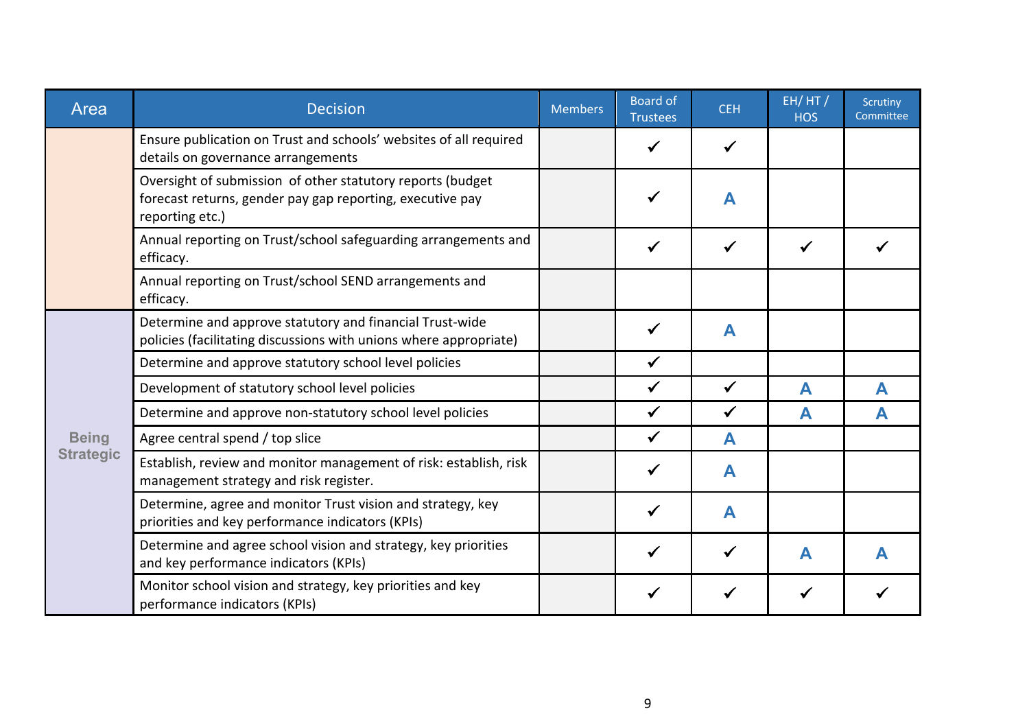| Area | Decision | Members | Board of Trustees | CEH | EH/ HT / HOS | Scrutiny Committee |
|---|---|---|---|---|---|---|
| | Ensure publication on Trust and schools' websites of all required details on governance arrangements | | ✓ | ✓ | | |
| | Oversight of submission of other statutory reports (budget forecast returns, gender pay gap reporting, executive pay reporting etc.) | | ✓ | A | | |
| | Annual reporting on Trust/school safeguarding arrangements and efficacy. | | ✓ | ✓ | ✓ | ✓ |
| | Annual reporting on Trust/school SEND arrangements and efficacy. | | | | | |
| Being Strategic | Determine and approve statutory and financial Trust-wide policies (facilitating discussions with unions where appropriate) | | ✓ | A | | |
| | Determine and approve statutory school level policies | | ✓ | | | |
| | Development of statutory school level policies | | ✓ | ✓ | A | A |
| | Determine and approve non-statutory school level policies | | ✓ | ✓ | A | A |
| | Agree central spend / top slice | | ✓ | A | | |
| | Establish, review and monitor management of risk: establish, risk management strategy and risk register. | | ✓ | A | | |
| | Determine, agree and monitor Trust vision and strategy, key priorities and key performance indicators (KPIs) | | ✓ | A | | |
| | Determine and agree school vision and strategy, key priorities and key performance indicators (KPIs) | | ✓ | ✓ | A | A |
| | Monitor school vision and strategy, key priorities and key performance indicators (KPIs) | | ✓ | ✓ | ✓ | ✓ |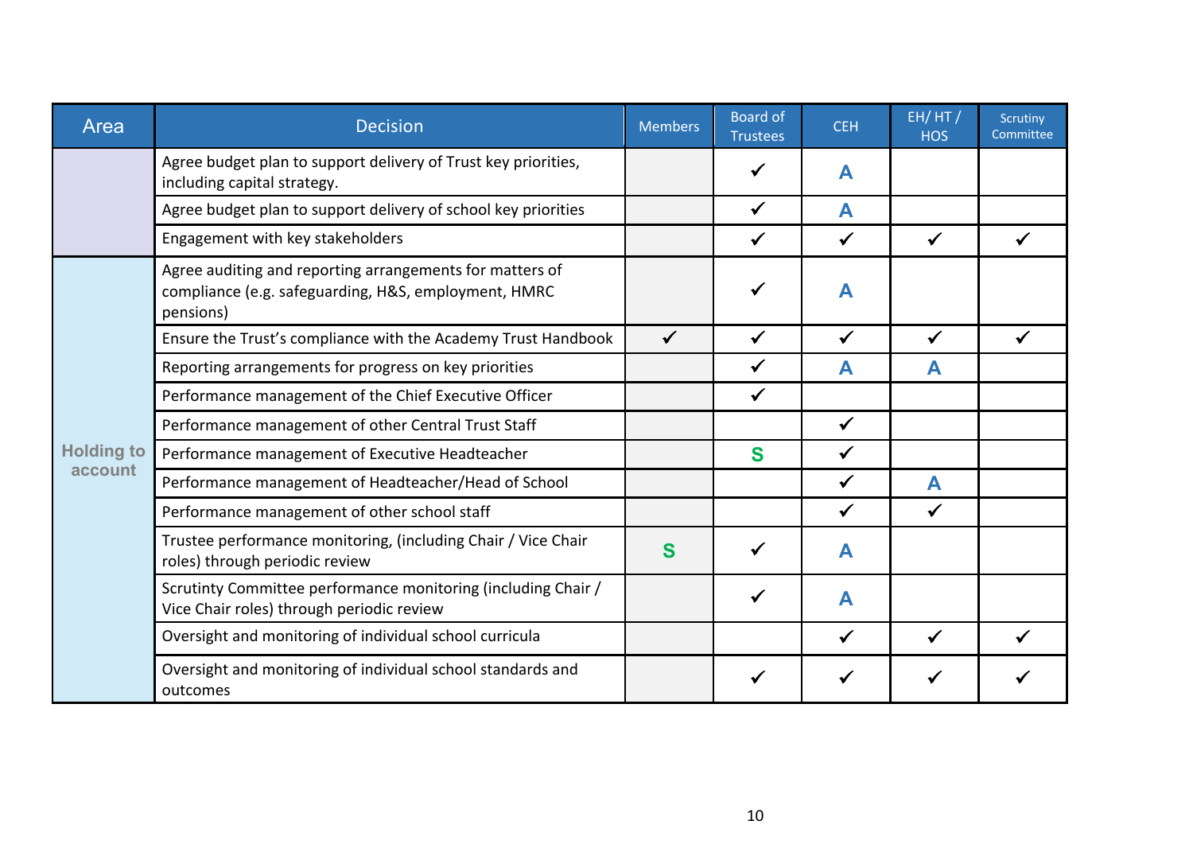| Area | Decision | Members | Board of Trustees | CEH | EH/ HT / HOS | Scrutiny Committee |
|---|---|---|---|---|---|---|
| | Agree budget plan to support delivery of Trust key priorities, including capital strategy. | | ✓ | A | | |
| | Agree budget plan to support delivery of school key priorities | | ✓ | A | | |
| | Engagement with key stakeholders | | ✓ | ✓ | ✓ | ✓ |
| Holding to account | Agree auditing and reporting arrangements for matters of compliance (e.g. safeguarding, H&S, employment, HMRC pensions) | | ✓ | A | | |
| | Ensure the Trust's compliance with the Academy Trust Handbook | ✓ | ✓ | ✓ | ✓ | ✓ |
| | Reporting arrangements for progress on key priorities | | ✓ | A | A | |
| | Performance management of the Chief Executive Officer | | ✓ | | | |
| | Performance management of other Central Trust Staff | | | ✓ | | |
| | Performance management of Executive Headteacher | | S | ✓ | | |
| | Performance management of Headteacher/Head of School | | | ✓ | A | |
| | Performance management of other school staff | | | ✓ | ✓ | |
| | Trustee performance monitoring, (including Chair / Vice Chair roles) through periodic review | S | ✓ | A | | |
| | Scrutinty Committee performance monitoring (including Chair / Vice Chair roles) through periodic review | | ✓ | A | | |
| | Oversight and monitoring of individual school curricula | | | ✓ | ✓ | ✓ |
| | Oversight and monitoring of individual school standards and outcomes | | ✓ | ✓ | ✓ | ✓ |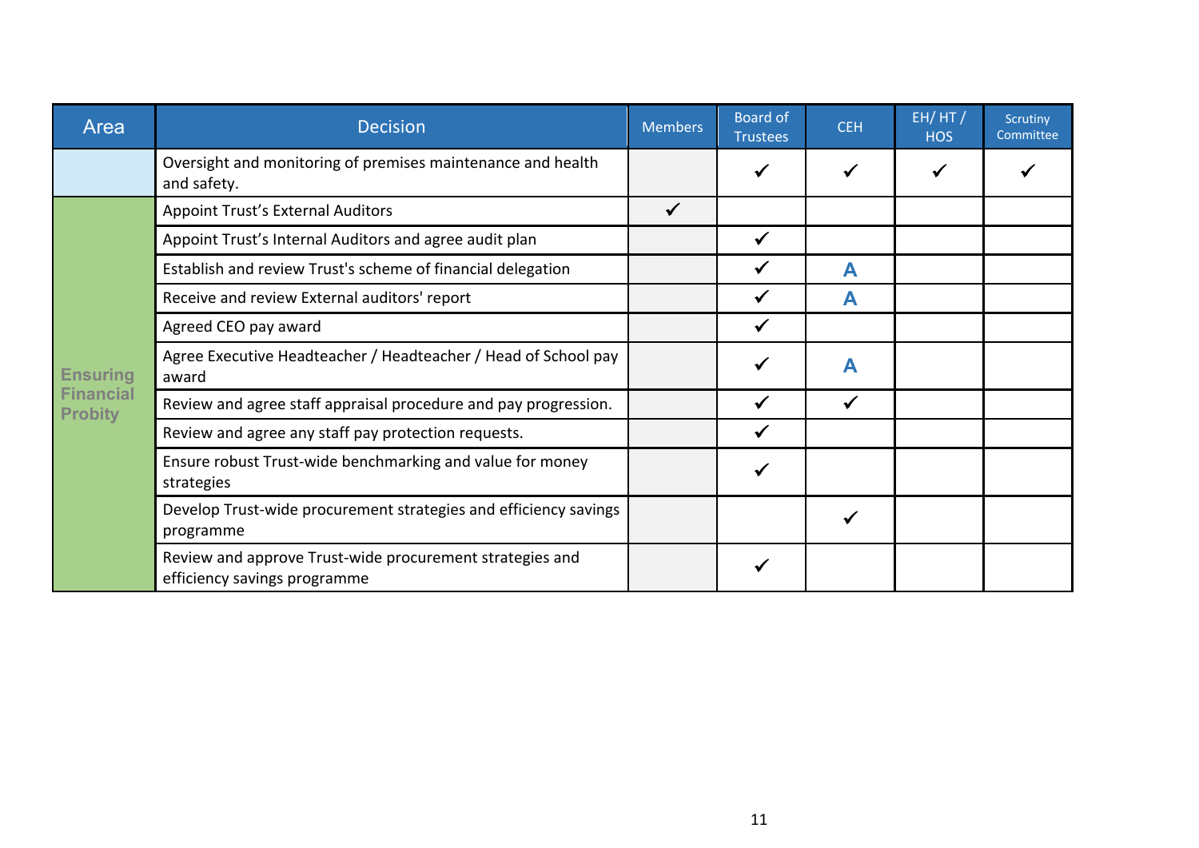| Area | Decision | Members | Board of Trustees | CEH | EH/ HT / HOS | Scrutiny Committee |
|---|---|---|---|---|---|---|
| | Oversight and monitoring of premises maintenance and health and safety. | | ✓ | ✓ | ✓ | ✓ |
| Ensuring Financial Probity | Appoint Trust's External Auditors | ✓ | | | | |
| | Appoint Trust's Internal Auditors and agree audit plan | | ✓ | | | |
| | Establish and review Trust's scheme of financial delegation | | ✓ | A | | |
| | Receive and review External auditors' report | | ✓ | A | | |
| | Agreed CEO pay award | | ✓ | | | |
| | Agree Executive Headteacher / Headteacher / Head of School pay award | | ✓ | A | | |
| | Review and agree staff appraisal procedure and pay progression. | | ✓ | ✓ | | |
| | Review and agree any staff pay protection requests. | | ✓ | | | |
| | Ensure robust Trust-wide benchmarking and value for money strategies | | ✓ | | | |
| | Develop Trust-wide procurement strategies and efficiency savings programme | | | ✓ | | |
| | Review and approve Trust-wide procurement strategies and efficiency savings programme | | ✓ | | | |